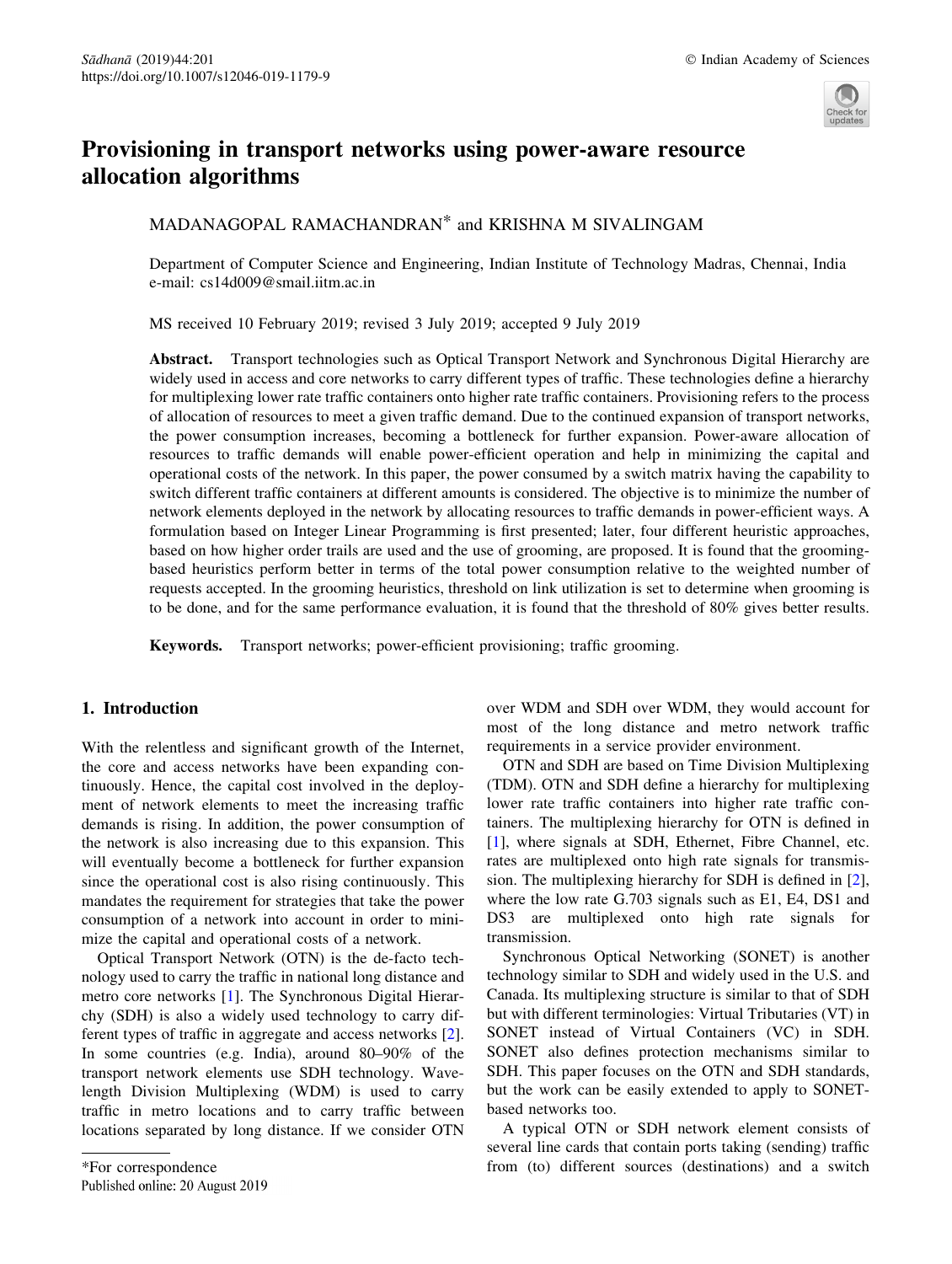# Provisioning in transport networks using power-aware resource allocation algorithms

MADANAGOPAL RAMACHANDRAN* and KRISHNA M SIVALINGAM

Department of Computer Science and Engineering, Indian Institute of Technology Madras, Chennai, India
e-mail: cs14d009@smail.iitm.ac.in

MS received 10 February 2019; revised 3 July 2019; accepted 9 July 2019

**Abstract.** Transport technologies such as Optical Transport Network and Synchronous Digital Hierarchy are widely used in access and core networks to carry different types of traffic. These technologies define a hierarchy for multiplexing lower rate traffic containers onto higher rate traffic containers. Provisioning refers to the process of allocation of resources to meet a given traffic demand. Due to the continued expansion of transport networks, the power consumption increases, becoming a bottleneck for further expansion. Power-aware allocation of resources to traffic demands will enable power-efficient operation and help in minimizing the capital and operational costs of the network. In this paper, the power consumed by a switch matrix having the capability to switch different traffic containers at different amounts is considered. The objective is to minimize the number of network elements deployed in the network by allocating resources to traffic demands in power-efficient ways. A formulation based on Integer Linear Programming is first presented; later, four different heuristic approaches, based on how higher order trails are used and the use of grooming, are proposed. It is found that the grooming-based heuristics perform better in terms of the total power consumption relative to the weighted number of requests accepted. In the grooming heuristics, threshold on link utilization is set to determine when grooming is to be done, and for the same performance evaluation, it is found that the threshold of 80% gives better results.

**Keywords.** Transport networks; power-efficient provisioning; traffic grooming.

## 1. Introduction

With the relentless and significant growth of the Internet, the core and access networks have been expanding continuously. Hence, the capital cost involved in the deployment of network elements to meet the increasing traffic demands is rising. In addition, the power consumption of the network is also increasing due to this expansion. This will eventually become a bottleneck for further expansion since the operational cost is also rising continuously. This mandates the requirement for strategies that take the power consumption of a network into account in order to minimize the capital and operational costs of a network.

Optical Transport Network (OTN) is the de-facto technology used to carry the traffic in national long distance and metro core networks [1]. The Synchronous Digital Hierarchy (SDH) is also a widely used technology to carry different types of traffic in aggregate and access networks [2]. In some countries (e.g. India), around 80–90% of the transport network elements use SDH technology. Wavelength Division Multiplexing (WDM) is used to carry traffic in metro locations and to carry traffic between locations separated by long distance. If we consider OTN over WDM and SDH over WDM, they would account for most of the long distance and metro network traffic requirements in a service provider environment.

OTN and SDH are based on Time Division Multiplexing (TDM). OTN and SDH define a hierarchy for multiplexing lower rate traffic containers into higher rate traffic containers. The multiplexing hierarchy for OTN is defined in [1], where signals at SDH, Ethernet, Fibre Channel, etc. rates are multiplexed onto high rate signals for transmission. The multiplexing hierarchy for SDH is defined in [2], where the low rate G.703 signals such as E1, E4, DS1 and DS3 are multiplexed onto high rate signals for transmission.

Synchronous Optical Networking (SONET) is another technology similar to SDH and widely used in the U.S. and Canada. Its multiplexing structure is similar to that of SDH but with different terminologies: Virtual Tributaries (VT) in SONET instead of Virtual Containers (VC) in SDH. SONET also defines protection mechanisms similar to SDH. This paper focuses on the OTN and SDH standards, but the work can be easily extended to apply to SONET-based networks too.

A typical OTN or SDH network element consists of several line cards that contain ports taking (sending) traffic from (to) different sources (destinations) and a switch

*For correspondence

Published online: 20 August 2019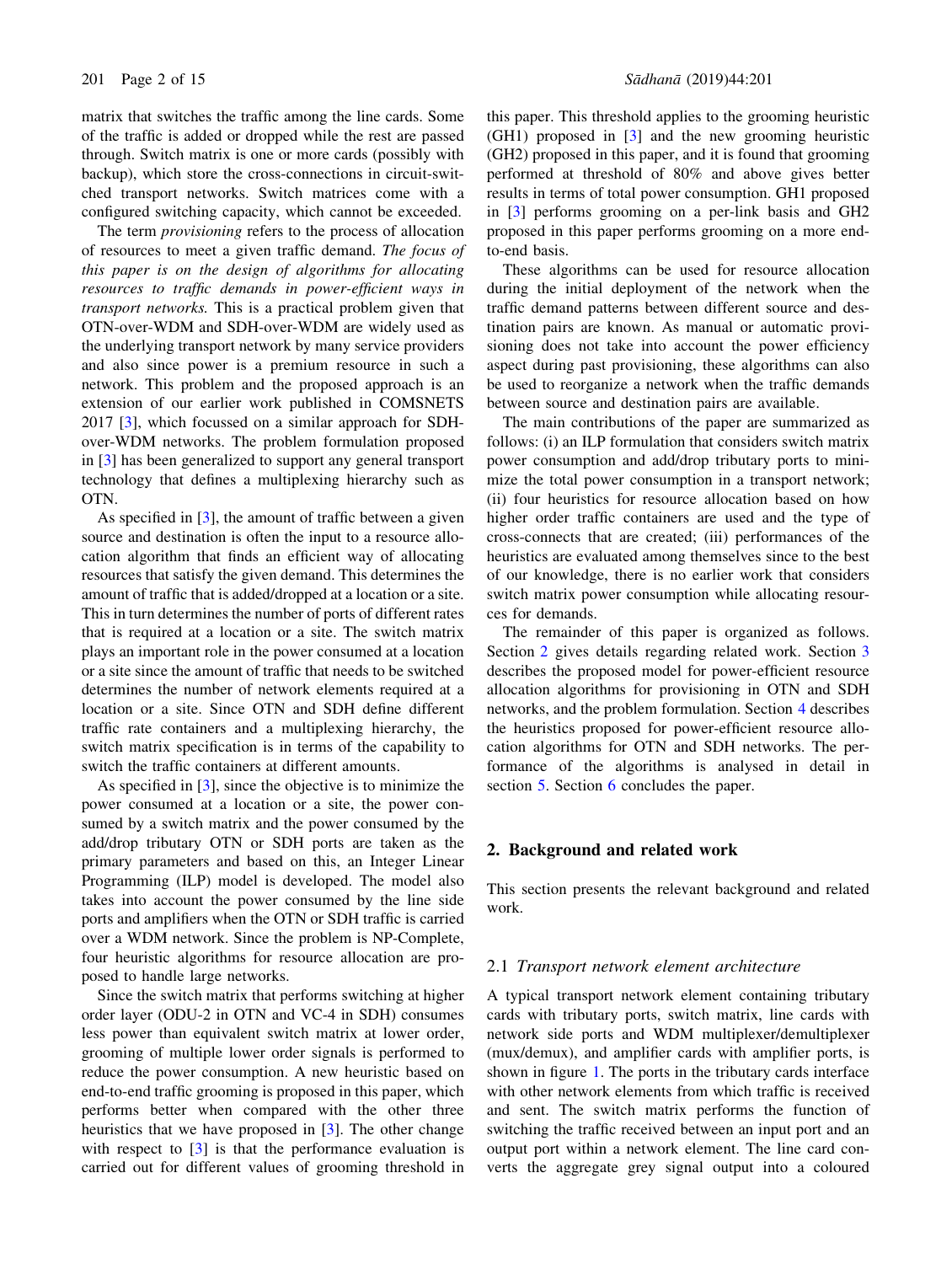matrix that switches the traffic among the line cards. Some of the traffic is added or dropped while the rest are passed through. Switch matrix is one or more cards (possibly with backup), which store the cross-connections in circuit-switched transport networks. Switch matrices come with a configured switching capacity, which cannot be exceeded.

The term *provisioning* refers to the process of allocation of resources to meet a given traffic demand. *The focus of this paper is on the design of algorithms for allocating resources to traffic demands in power-efficient ways in transport networks.* This is a practical problem given that OTN-over-WDM and SDH-over-WDM are widely used as the underlying transport network by many service providers and also since power is a premium resource in such a network. This problem and the proposed approach is an extension of our earlier work published in COMSNETS 2017 [3], which focussed on a similar approach for SDH-over-WDM networks. The problem formulation proposed in [3] has been generalized to support any general transport technology that defines a multiplexing hierarchy such as OTN.

As specified in [3], the amount of traffic between a given source and destination is often the input to a resource allocation algorithm that finds an efficient way of allocating resources that satisfy the given demand. This determines the amount of traffic that is added/dropped at a location or a site. This in turn determines the number of ports of different rates that is required at a location or a site. The switch matrix plays an important role in the power consumed at a location or a site since the amount of traffic that needs to be switched determines the number of network elements required at a location or a site. Since OTN and SDH define different traffic rate containers and a multiplexing hierarchy, the switch matrix specification is in terms of the capability to switch the traffic containers at different amounts.

As specified in [3], since the objective is to minimize the power consumed at a location or a site, the power consumed by a switch matrix and the power consumed by the add/drop tributary OTN or SDH ports are taken as the primary parameters and based on this, an Integer Linear Programming (ILP) model is developed. The model also takes into account the power consumed by the line side ports and amplifiers when the OTN or SDH traffic is carried over a WDM network. Since the problem is NP-Complete, four heuristic algorithms for resource allocation are proposed to handle large networks.

Since the switch matrix that performs switching at higher order layer (ODU-2 in OTN and VC-4 in SDH) consumes less power than equivalent switch matrix at lower order, grooming of multiple lower order signals is performed to reduce the power consumption. A new heuristic based on end-to-end traffic grooming is proposed in this paper, which performs better when compared with the other three heuristics that we have proposed in [3]. The other change with respect to [3] is that the performance evaluation is carried out for different values of grooming threshold in this paper. This threshold applies to the grooming heuristic (GH1) proposed in [3] and the new grooming heuristic (GH2) proposed in this paper, and it is found that grooming performed at threshold of 80% and above gives better results in terms of total power consumption. GH1 proposed in [3] performs grooming on a per-link basis and GH2 proposed in this paper performs grooming on a more end-to-end basis.

These algorithms can be used for resource allocation during the initial deployment of the network when the traffic demand patterns between different source and destination pairs are known. As manual or automatic provisioning does not take into account the power efficiency aspect during past provisioning, these algorithms can also be used to reorganize a network when the traffic demands between source and destination pairs are available.

The main contributions of the paper are summarized as follows: (i) an ILP formulation that considers switch matrix power consumption and add/drop tributary ports to minimize the total power consumption in a transport network; (ii) four heuristics for resource allocation based on how higher order traffic containers are used and the type of cross-connects that are created; (iii) performances of the heuristics are evaluated among themselves since to the best of our knowledge, there is no earlier work that considers switch matrix power consumption while allocating resources for demands.

The remainder of this paper is organized as follows. Section 2 gives details regarding related work. Section 3 describes the proposed model for power-efficient resource allocation algorithms for provisioning in OTN and SDH networks, and the problem formulation. Section 4 describes the heuristics proposed for power-efficient resource allocation algorithms for OTN and SDH networks. The performance of the algorithms is analysed in detail in section 5. Section 6 concludes the paper.

## 2. Background and related work

This section presents the relevant background and related work.

### 2.1 *Transport network element architecture*

A typical transport network element containing tributary cards with tributary ports, switch matrix, line cards with network side ports and WDM multiplexer/demultiplexer (mux/demux), and amplifier cards with amplifier ports, is shown in figure 1. The ports in the tributary cards interface with other network elements from which traffic is received and sent. The switch matrix performs the function of switching the traffic received between an input port and an output port within a network element. The line card converts the aggregate grey signal output into a coloured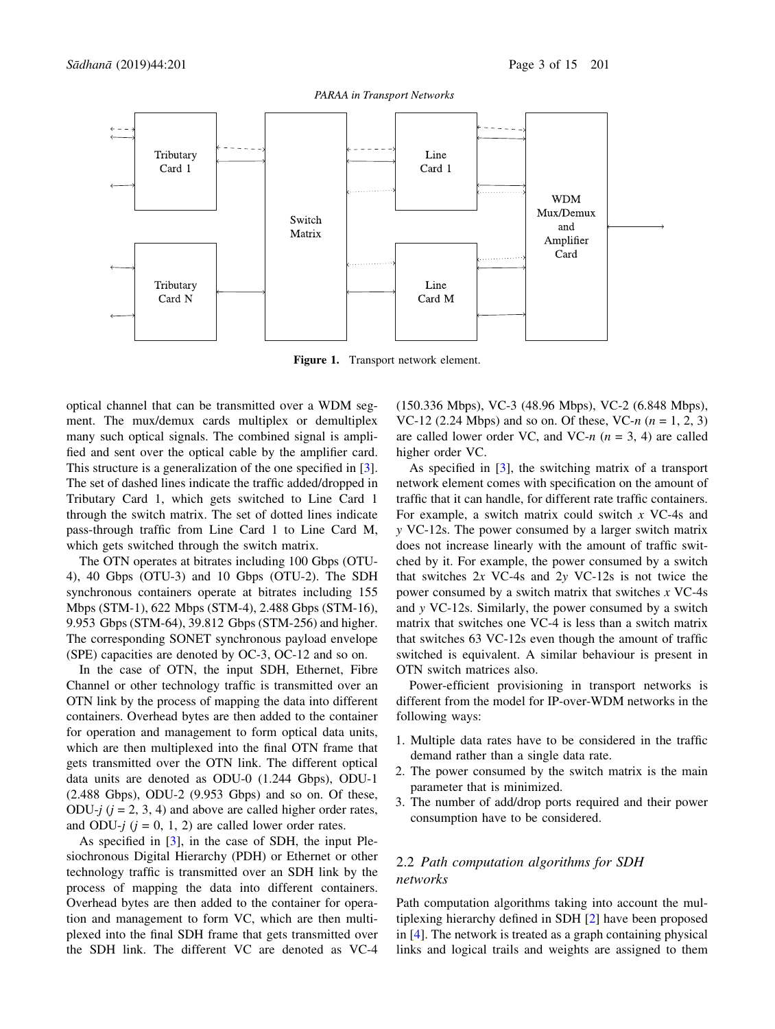**Figure 1.** Transport network element.

optical channel that can be transmitted over a WDM segment. The mux/demux cards multiplex or demultiplex many such optical signals. The combined signal is amplified and sent over the optical cable by the amplifier card. This structure is a generalization of the one specified in [3]. The set of dashed lines indicate the traffic added/dropped in Tributary Card 1, which gets switched to Line Card 1 through the switch matrix. The set of dotted lines indicate pass-through traffic from Line Card 1 to Line Card M, which gets switched through the switch matrix.

The OTN operates at bitrates including 100 Gbps (OTU-4), 40 Gbps (OTU-3) and 10 Gbps (OTU-2). The SDH synchronous containers operate at bitrates including 155 Mbps (STM-1), 622 Mbps (STM-4), 2.488 Gbps (STM-16), 9.953 Gbps (STM-64), 39.812 Gbps (STM-256) and higher. The corresponding SONET synchronous payload envelope (SPE) capacities are denoted by OC-3, OC-12 and so on.

In the case of OTN, the input SDH, Ethernet, Fibre Channel or other technology traffic is transmitted over an OTN link by the process of mapping the data into different containers. Overhead bytes are then added to the container for operation and management to form optical data units, which are then multiplexed into the final OTN frame that gets transmitted over the OTN link. The different optical data units are denoted as ODU-0 (1.244 Gbps), ODU-1 (2.488 Gbps), ODU-2 (9.953 Gbps) and so on. Of these, ODU-$j$ ($j$ = 2, 3, 4) and above are called higher order rates, and ODU-$j$ ($j$ = 0, 1, 2) are called lower order rates.

As specified in [3], in the case of SDH, the input Plesiochronous Digital Hierarchy (PDH) or Ethernet or other technology traffic is transmitted over an SDH link by the process of mapping the data into different containers. Overhead bytes are then added to the container for operation and management to form VC, which are then multiplexed into the final SDH frame that gets transmitted over the SDH link. The different VC are denoted as VC-4 (150.336 Mbps), VC-3 (48.96 Mbps), VC-2 (6.848 Mbps), VC-12 (2.24 Mbps) and so on. Of these, VC-$n$ ($n$ = 1, 2, 3) are called lower order VC, and VC-$n$ ($n$ = 3, 4) are called higher order VC.

As specified in [3], the switching matrix of a transport network element comes with specification on the amount of traffic that it can handle, for different rate traffic containers. For example, a switch matrix could switch $x$ VC-4s and $y$ VC-12s. The power consumed by a larger switch matrix does not increase linearly with the amount of traffic switched by it. For example, the power consumed by a switch that switches $2x$ VC-4s and $2y$ VC-12s is not twice the power consumed by a switch matrix that switches $x$ VC-4s and $y$ VC-12s. Similarly, the power consumed by a switch matrix that switches one VC-4 is less than a switch matrix that switches 63 VC-12s even though the amount of traffic switched is equivalent. A similar behaviour is present in OTN switch matrices also.

Power-efficient provisioning in transport networks is different from the model for IP-over-WDM networks in the following ways:

1. Multiple data rates have to be considered in the traffic demand rather than a single data rate.
2. The power consumed by the switch matrix is the main parameter that is minimized.
3. The number of add/drop ports required and their power consumption have to be considered.

## 2.2 *Path computation algorithms for SDH networks*

Path computation algorithms taking into account the multiplexing hierarchy defined in SDH [2] have been proposed in [4]. The network is treated as a graph containing physical links and logical trails and weights are assigned to them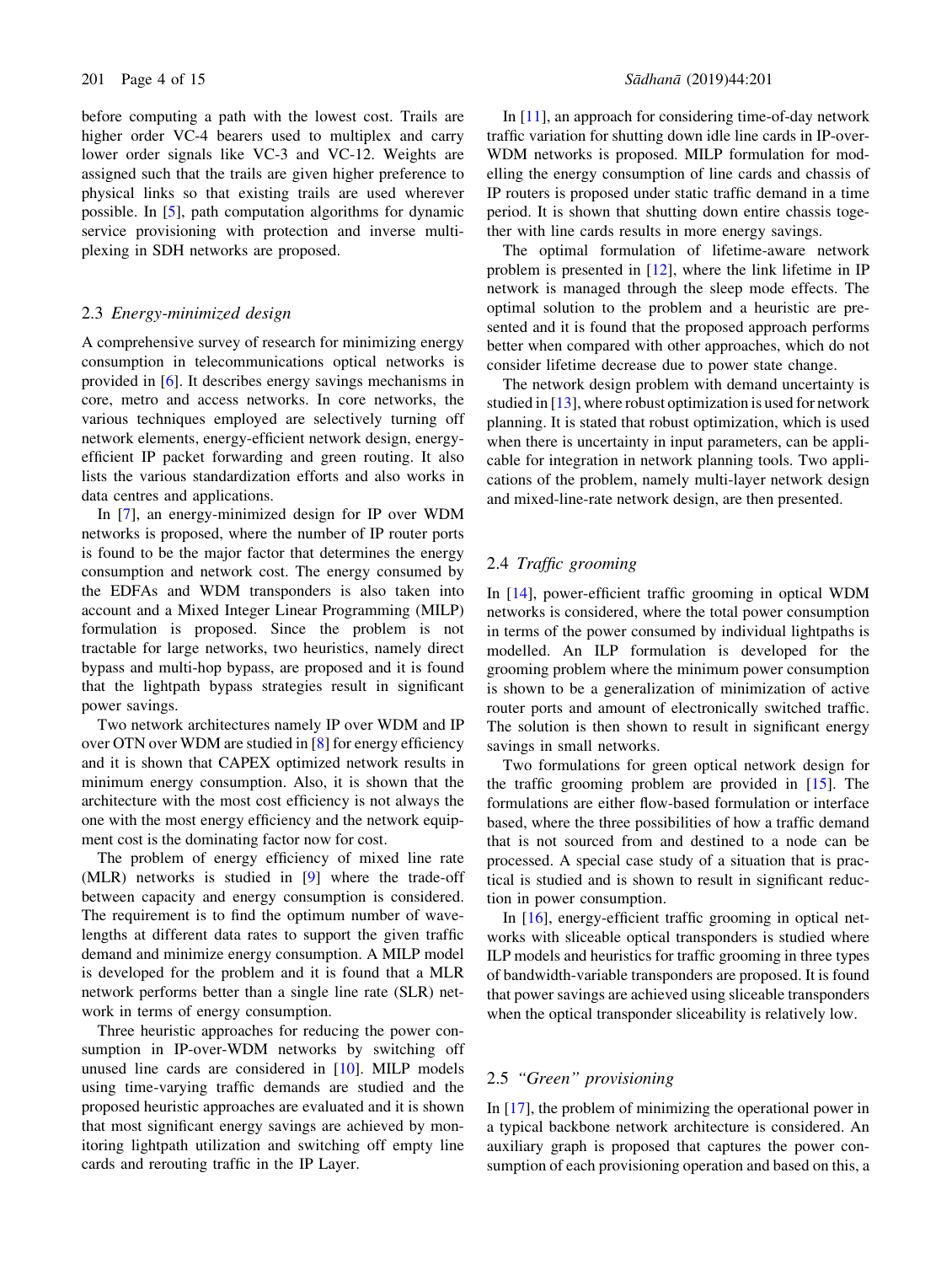before computing a path with the lowest cost. Trails are higher order VC-4 bearers used to multiplex and carry lower order signals like VC-3 and VC-12. Weights are assigned such that the trails are given higher preference to physical links so that existing trails are used wherever possible. In [5], path computation algorithms for dynamic service provisioning with protection and inverse multiplexing in SDH networks are proposed.

### 2.3 *Energy-minimized design*

A comprehensive survey of research for minimizing energy consumption in telecommunications optical networks is provided in [6]. It describes energy savings mechanisms in core, metro and access networks. In core networks, the various techniques employed are selectively turning off network elements, energy-efficient network design, energy-efficient IP packet forwarding and green routing. It also lists the various standardization efforts and also works in data centres and applications.

In [7], an energy-minimized design for IP over WDM networks is proposed, where the number of IP router ports is found to be the major factor that determines the energy consumption and network cost. The energy consumed by the EDFAs and WDM transponders is also taken into account and a Mixed Integer Linear Programming (MILP) formulation is proposed. Since the problem is not tractable for large networks, two heuristics, namely direct bypass and multi-hop bypass, are proposed and it is found that the lightpath bypass strategies result in significant power savings.

Two network architectures namely IP over WDM and IP over OTN over WDM are studied in [8] for energy efficiency and it is shown that CAPEX optimized network results in minimum energy consumption. Also, it is shown that the architecture with the most cost efficiency is not always the one with the most energy efficiency and the network equipment cost is the dominating factor now for cost.

The problem of energy efficiency of mixed line rate (MLR) networks is studied in [9] where the trade-off between capacity and energy consumption is considered. The requirement is to find the optimum number of wavelengths at different data rates to support the given traffic demand and minimize energy consumption. A MILP model is developed for the problem and it is found that a MLR network performs better than a single line rate (SLR) network in terms of energy consumption.

Three heuristic approaches for reducing the power consumption in IP-over-WDM networks by switching off unused line cards are considered in [10]. MILP models using time-varying traffic demands are studied and the proposed heuristic approaches are evaluated and it is shown that most significant energy savings are achieved by monitoring lightpath utilization and switching off empty line cards and rerouting traffic in the IP Layer.

In [11], an approach for considering time-of-day network traffic variation for shutting down idle line cards in IP-over-WDM networks is proposed. MILP formulation for modelling the energy consumption of line cards and chassis of IP routers is proposed under static traffic demand in a time period. It is shown that shutting down entire chassis together with line cards results in more energy savings.

The optimal formulation of lifetime-aware network problem is presented in [12], where the link lifetime in IP network is managed through the sleep mode effects. The optimal solution to the problem and a heuristic are presented and it is found that the proposed approach performs better when compared with other approaches, which do not consider lifetime decrease due to power state change.

The network design problem with demand uncertainty is studied in [13], where robust optimization is used for network planning. It is stated that robust optimization, which is used when there is uncertainty in input parameters, can be applicable for integration in network planning tools. Two applications of the problem, namely multi-layer network design and mixed-line-rate network design, are then presented.

### 2.4 *Traffic grooming*

In [14], power-efficient traffic grooming in optical WDM networks is considered, where the total power consumption in terms of the power consumed by individual lightpaths is modelled. An ILP formulation is developed for the grooming problem where the minimum power consumption is shown to be a generalization of minimization of active router ports and amount of electronically switched traffic. The solution is then shown to result in significant energy savings in small networks.

Two formulations for green optical network design for the traffic grooming problem are provided in [15]. The formulations are either flow-based formulation or interface based, where the three possibilities of how a traffic demand that is not sourced from and destined to a node can be processed. A special case study of a situation that is practical is studied and is shown to result in significant reduction in power consumption.

In [16], energy-efficient traffic grooming in optical networks with sliceable optical transponders is studied where ILP models and heuristics for traffic grooming in three types of bandwidth-variable transponders are proposed. It is found that power savings are achieved using sliceable transponders when the optical transponder sliceability is relatively low.

### 2.5 *"Green" provisioning*

In [17], the problem of minimizing the operational power in a typical backbone network architecture is considered. An auxiliary graph is proposed that captures the power consumption of each provisioning operation and based on this, a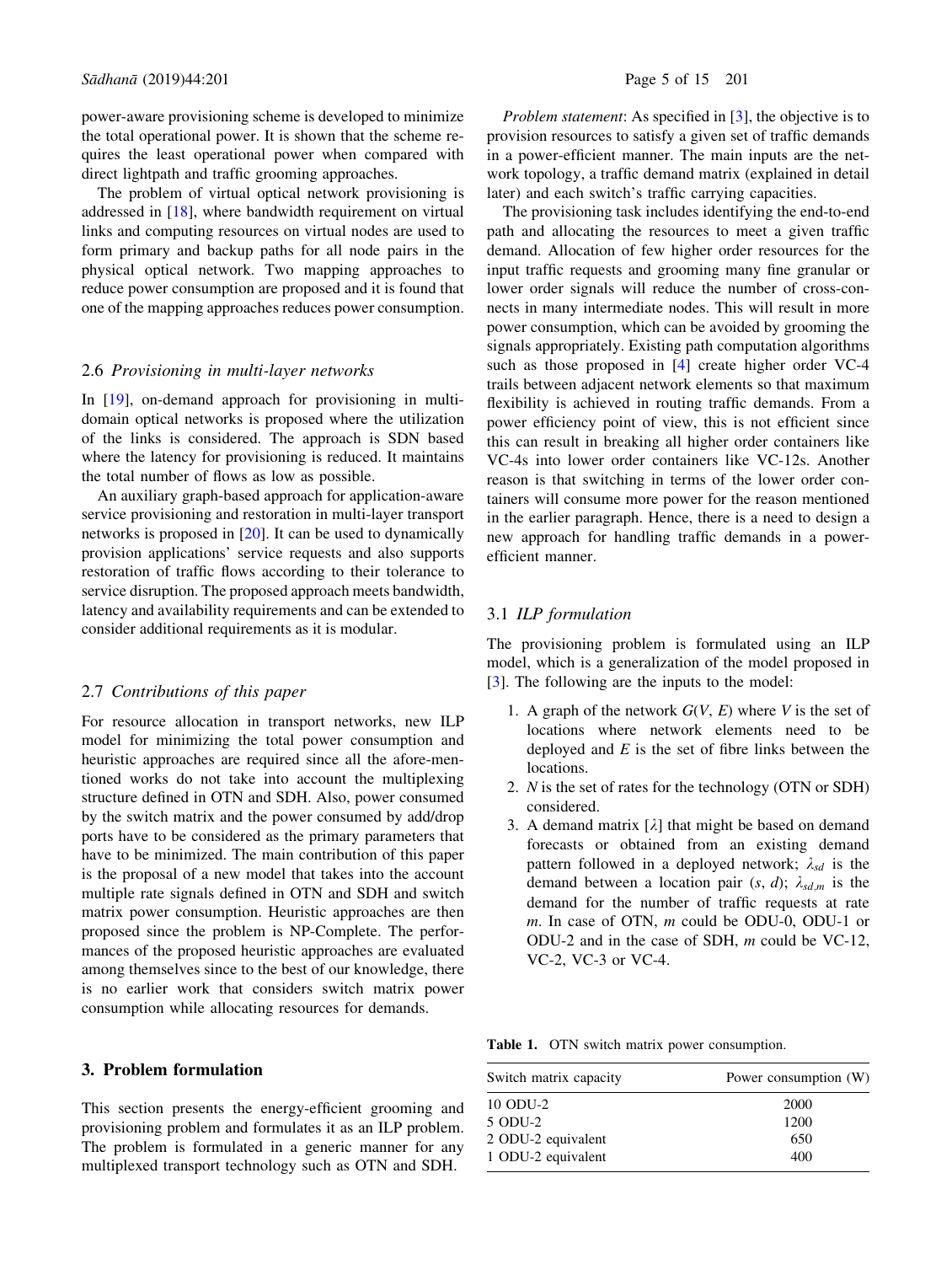power-aware provisioning scheme is developed to minimize the total operational power. It is shown that the scheme requires the least operational power when compared with direct lightpath and traffic grooming approaches.

The problem of virtual optical network provisioning is addressed in [18], where bandwidth requirement on virtual links and computing resources on virtual nodes are used to form primary and backup paths for all node pairs in the physical optical network. Two mapping approaches to reduce power consumption are proposed and it is found that one of the mapping approaches reduces power consumption.

### 2.6 *Provisioning in multi-layer networks*

In [19], on-demand approach for provisioning in multi-domain optical networks is proposed where the utilization of the links is considered. The approach is SDN based where the latency for provisioning is reduced. It maintains the total number of flows as low as possible.

An auxiliary graph-based approach for application-aware service provisioning and restoration in multi-layer transport networks is proposed in [20]. It can be used to dynamically provision applications' service requests and also supports restoration of traffic flows according to their tolerance to service disruption. The proposed approach meets bandwidth, latency and availability requirements and can be extended to consider additional requirements as it is modular.

### 2.7 *Contributions of this paper*

For resource allocation in transport networks, new ILP model for minimizing the total power consumption and heuristic approaches are required since all the afore-mentioned works do not take into account the multiplexing structure defined in OTN and SDH. Also, power consumed by the switch matrix and the power consumed by add/drop ports have to be considered as the primary parameters that have to be minimized. The main contribution of this paper is the proposal of a new model that takes into the account multiple rate signals defined in OTN and SDH and switch matrix power consumption. Heuristic approaches are then proposed since the problem is NP-Complete. The performances of the proposed heuristic approaches are evaluated among themselves since to the best of our knowledge, there is no earlier work that considers switch matrix power consumption while allocating resources for demands.

## 3. Problem formulation

This section presents the energy-efficient grooming and provisioning problem and formulates it as an ILP problem. The problem is formulated in a generic manner for any multiplexed transport technology such as OTN and SDH.

*Problem statement*: As specified in [3], the objective is to provision resources to satisfy a given set of traffic demands in a power-efficient manner. The main inputs are the network topology, a traffic demand matrix (explained in detail later) and each switch's traffic carrying capacities.

The provisioning task includes identifying the end-to-end path and allocating the resources to meet a given traffic demand. Allocation of few higher order resources for the input traffic requests and grooming many fine granular or lower order signals will reduce the number of cross-connects in many intermediate nodes. This will result in more power consumption, which can be avoided by grooming the signals appropriately. Existing path computation algorithms such as those proposed in [4] create higher order VC-4 trails between adjacent network elements so that maximum flexibility is achieved in routing traffic demands. From a power efficiency point of view, this is not efficient since this can result in breaking all higher order containers like VC-4s into lower order containers like VC-12s. Another reason is that switching in terms of the lower order containers will consume more power for the reason mentioned in the earlier paragraph. Hence, there is a need to design a new approach for handling traffic demands in a power-efficient manner.

### 3.1 *ILP formulation*

The provisioning problem is formulated using an ILP model, which is a generalization of the model proposed in [3]. The following are the inputs to the model:

1. A graph of the network $G(V, E)$ where $V$ is the set of locations where network elements need to be deployed and $E$ is the set of fibre links between the locations.
2. $N$ is the set of rates for the technology (OTN or SDH) considered.
3. A demand matrix $[\lambda]$ that might be based on demand forecasts or obtained from an existing demand pattern followed in a deployed network; $\lambda_{sd}$ is the demand between a location pair $(s, d)$; $\lambda_{sd,m}$ is the demand for the number of traffic requests at rate $m$. In case of OTN, $m$ could be ODU-0, ODU-1 or ODU-2 and in the case of SDH, $m$ could be VC-12, VC-2, VC-3 or VC-4.

**Table 1.** OTN switch matrix power consumption.

| Switch matrix capacity | Power consumption (W) |
|---|---|
| 10 ODU-2 | 2000 |
| 5 ODU-2 | 1200 |
| 2 ODU-2 equivalent | 650 |
| 1 ODU-2 equivalent | 400 |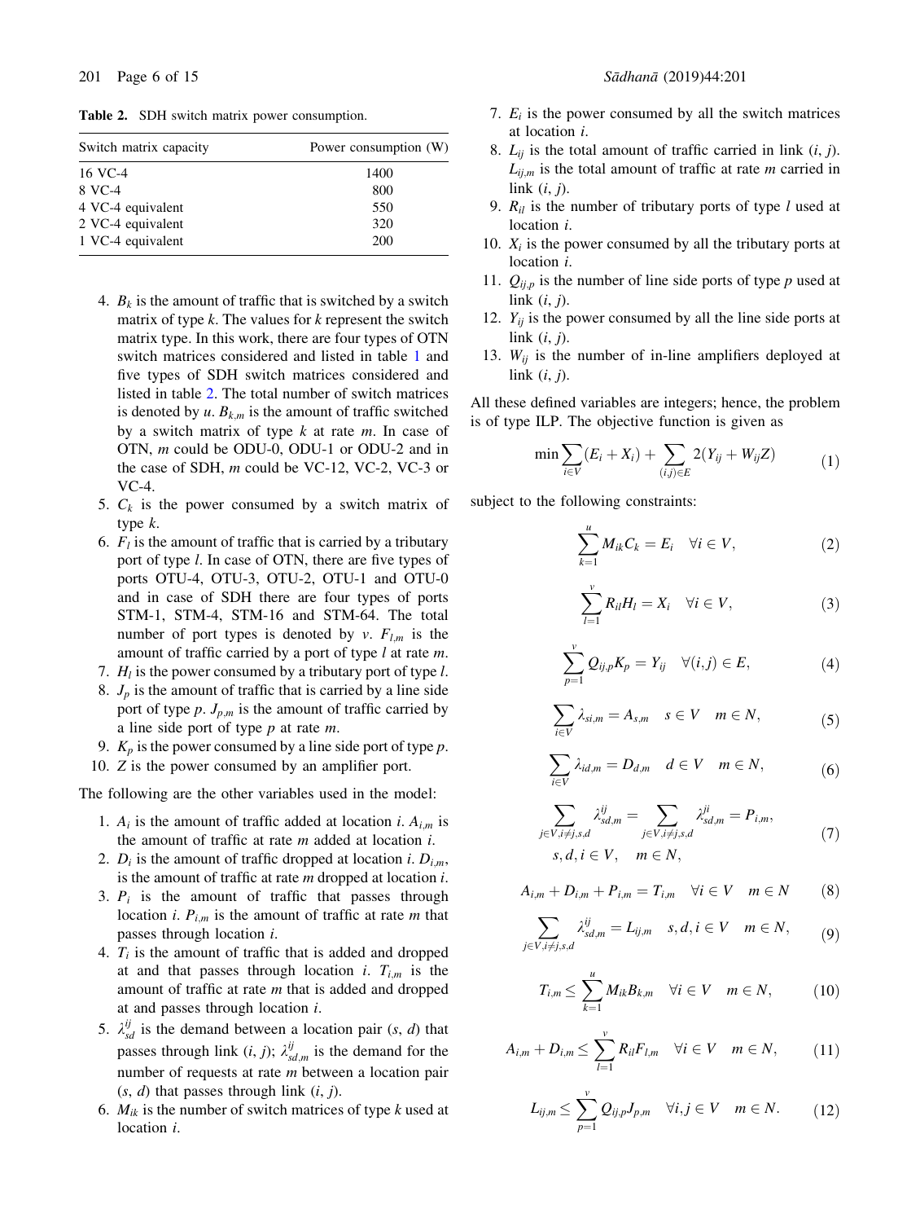**Table 2.** SDH switch matrix power consumption.

| Switch matrix capacity | Power consumption (W) |
| --- | --- |
| 16 VC-4 | 1400 |
| 8 VC-4 | 800 |
| 4 VC-4 equivalent | 550 |
| 2 VC-4 equivalent | 320 |
| 1 VC-4 equivalent | 200 |

4. $B_k$ is the amount of traffic that is switched by a switch matrix of type $k$. The values for $k$ represent the switch matrix type. In this work, there are four types of OTN switch matrices considered and listed in table 1 and five types of SDH switch matrices considered and listed in table 2. The total number of switch matrices is denoted by $u$. $B_{k,m}$ is the amount of traffic switched by a switch matrix of type $k$ at rate $m$. In case of OTN, $m$ could be ODU-0, ODU-1 or ODU-2 and in the case of SDH, $m$ could be VC-12, VC-2, VC-3 or VC-4.
5. $C_k$ is the power consumed by a switch matrix of type $k$.
6. $F_l$ is the amount of traffic that is carried by a tributary port of type $l$. In case of OTN, there are five types of ports OTU-4, OTU-3, OTU-2, OTU-1 and OTU-0 and in case of SDH there are four types of ports STM-1, STM-4, STM-16 and STM-64. The total number of port types is denoted by $v$. $F_{l,m}$ is the amount of traffic carried by a port of type $l$ at rate $m$.
7. $H_l$ is the power consumed by a tributary port of type $l$.
8. $J_p$ is the amount of traffic that is carried by a line side port of type $p$. $J_{p,m}$ is the amount of traffic carried by a line side port of type $p$ at rate $m$.
9. $K_p$ is the power consumed by a line side port of type $p$.
10. $Z$ is the power consumed by an amplifier port.

The following are the other variables used in the model:

1. $A_i$ is the amount of traffic added at location $i$. $A_{i,m}$ is the amount of traffic at rate $m$ added at location $i$.
2. $D_i$ is the amount of traffic dropped at location $i$. $D_{i,m}$, is the amount of traffic at rate $m$ dropped at location $i$.
3. $P_i$ is the amount of traffic that passes through location $i$. $P_{i,m}$ is the amount of traffic at rate $m$ that passes through location $i$.
4. $T_i$ is the amount of traffic that is added and dropped at and that passes through location $i$. $T_{i,m}$ is the amount of traffic at rate $m$ that is added and dropped at and passes through location $i$.
5. $\lambda_{sd}^{ij}$ is the demand between a location pair ($s$, $d$) that passes through link ($i$, $j$); $\lambda_{sd,m}^{ij}$ is the demand for the number of requests at rate $m$ between a location pair ($s$, $d$) that passes through link ($i$, $j$).
6. $M_{ik}$ is the number of switch matrices of type $k$ used at location $i$.
7. $E_i$ is the power consumed by all the switch matrices at location $i$.
8. $L_{ij}$ is the total amount of traffic carried in link ($i$, $j$). $L_{ij,m}$ is the total amount of traffic at rate $m$ carried in link ($i$, $j$).
9. $R_{il}$ is the number of tributary ports of type $l$ used at location $i$.
10. $X_i$ is the power consumed by all the tributary ports at location $i$.
11. $Q_{ij,p}$ is the number of line side ports of type $p$ used at link ($i$, $j$).
12. $Y_{ij}$ is the power consumed by all the line side ports at link ($i$, $j$).
13. $W_{ij}$ is the number of in-line amplifiers deployed at link ($i$, $j$).

All these defined variables are integers; hence, the problem is of type ILP. The objective function is given as

$$\min \sum_{i \in V} (E_i + X_i) + \sum_{(i,j) \in E} 2(Y_{ij} + W_{ij} Z) \tag{1}$$

subject to the following constraints:

$$\sum_{k=1}^{u} M_{ik} C_k = E_i \quad \forall i \in V, \tag{2}$$

$$\sum_{l=1}^{v} R_{il} H_l = X_i \quad \forall i \in V, \tag{3}$$

$$\sum_{p=1}^{v} Q_{ij,p} K_p = Y_{ij} \quad \forall (i,j) \in E, \tag{4}$$

$$\sum_{i \in V} \lambda_{si,m} = A_{s,m} \quad s \in V \quad m \in N, \tag{5}$$

$$\sum_{i \in V} \lambda_{id,m} = D_{d,m} \quad d \in V \quad m \in N, \tag{6}$$

$$\sum_{j \in V, i \neq j, s, d} \lambda_{sd,m}^{ij} = \sum_{j \in V, i \neq j, s, d} \lambda_{sd,m}^{ji} = P_{i,m}, \quad s, d, i \in V, \quad m \in N, \tag{7}$$

$$A_{i,m} + D_{i,m} + P_{i,m} = T_{i,m} \quad \forall i \in V \quad m \in N \tag{8}$$

$$\sum_{j \in V, i \neq j, s, d} \lambda_{sd,m}^{ij} = L_{ij,m} \quad s, d, i \in V \quad m \in N, \tag{9}$$

$$T_{i,m} \leq \sum_{k=1}^{u} M_{ik} B_{k,m} \quad \forall i \in V \quad m \in N, \tag{10}$$

$$A_{i,m} + D_{i,m} \leq \sum_{l=1}^{v} R_{il} F_{l,m} \quad \forall i \in V \quad m \in N, \tag{11}$$

$$L_{ij,m} \leq \sum_{p=1}^{v} Q_{ij,p} J_{p,m} \quad \forall i, j \in V \quad m \in N. \tag{12}$$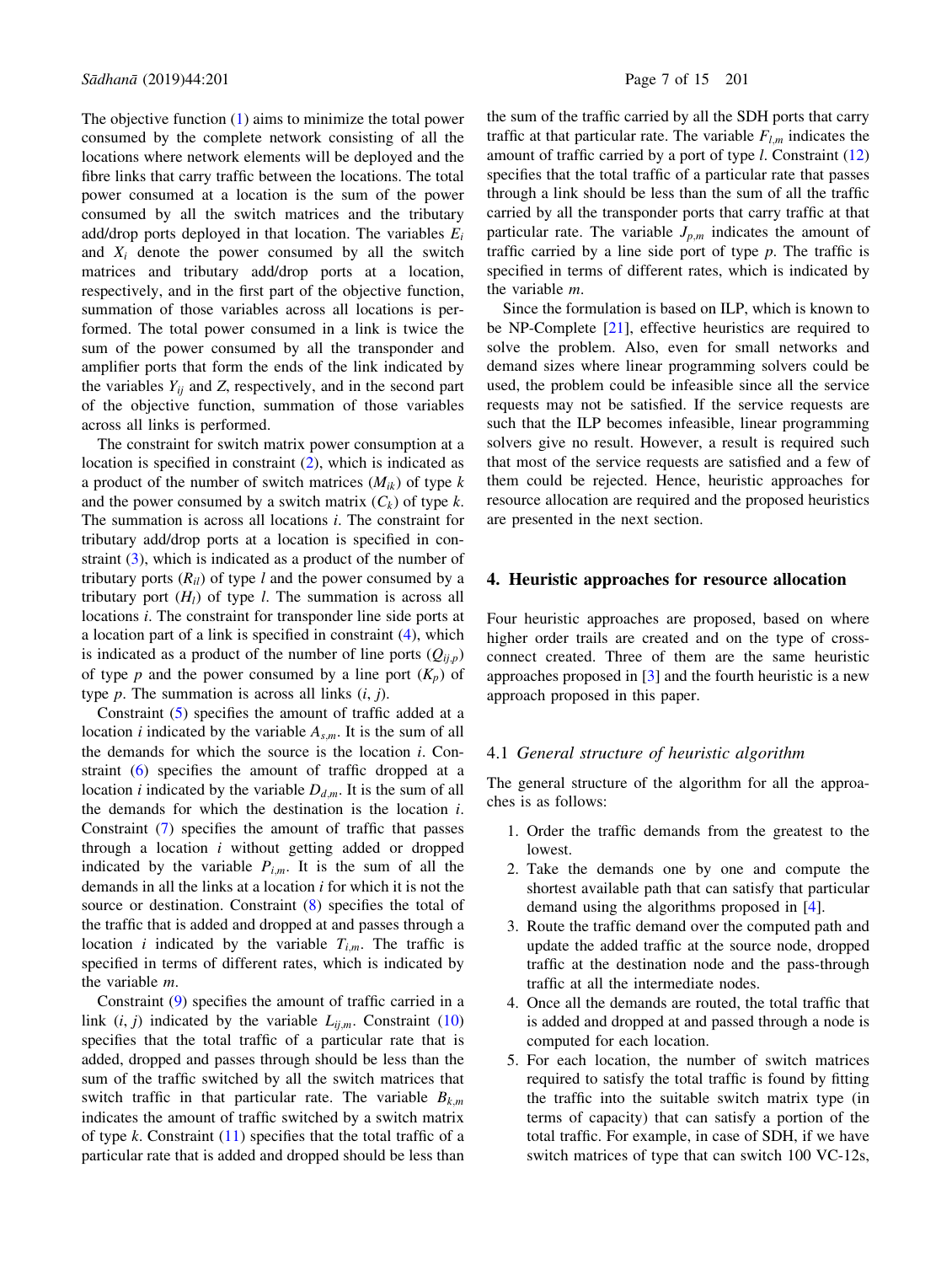The objective function (1) aims to minimize the total power consumed by the complete network consisting of all the locations where network elements will be deployed and the fibre links that carry traffic between the locations. The total power consumed at a location is the sum of the power consumed by all the switch matrices and the tributary add/drop ports deployed in that location. The variables $E_i$ and $X_i$ denote the power consumed by all the switch matrices and tributary add/drop ports at a location, respectively, and in the first part of the objective function, summation of those variables across all locations is performed. The total power consumed in a link is twice the sum of the power consumed by all the transponder and amplifier ports that form the ends of the link indicated by the variables $Y_{ij}$ and $Z$, respectively, and in the second part of the objective function, summation of those variables across all links is performed.

The constraint for switch matrix power consumption at a location is specified in constraint (2), which is indicated as a product of the number of switch matrices ($M_{ik}$) of type $k$ and the power consumed by a switch matrix ($C_k$) of type $k$. The summation is across all locations $i$. The constraint for tributary add/drop ports at a location is specified in constraint (3), which is indicated as a product of the number of tributary ports ($R_{il}$) of type $l$ and the power consumed by a tributary port ($H_l$) of type $l$. The summation is across all locations $i$. The constraint for transponder line side ports at a location part of a link is specified in constraint (4), which is indicated as a product of the number of line ports ($Q_{ij,p}$) of type $p$ and the power consumed by a line port ($K_p$) of type $p$. The summation is across all links ($i$, $j$).

Constraint (5) specifies the amount of traffic added at a location $i$ indicated by the variable $A_{s,m}$. It is the sum of all the demands for which the source is the location $i$. Constraint (6) specifies the amount of traffic dropped at a location $i$ indicated by the variable $D_{d,m}$. It is the sum of all the demands for which the destination is the location $i$. Constraint (7) specifies the amount of traffic that passes through a location $i$ without getting added or dropped indicated by the variable $P_{i,m}$. It is the sum of all the demands in all the links at a location $i$ for which it is not the source or destination. Constraint (8) specifies the total of the traffic that is added and dropped at and passes through a location $i$ indicated by the variable $T_{i,m}$. The traffic is specified in terms of different rates, which is indicated by the variable $m$.

Constraint (9) specifies the amount of traffic carried in a link ($i$, $j$) indicated by the variable $L_{ij,m}$. Constraint (10) specifies that the total traffic of a particular rate that is added, dropped and passes through should be less than the sum of the traffic switched by all the switch matrices that switch traffic in that particular rate. The variable $B_{k,m}$ indicates the amount of traffic switched by a switch matrix of type $k$. Constraint (11) specifies that the total traffic of a particular rate that is added and dropped should be less than the sum of the traffic carried by all the SDH ports that carry traffic at that particular rate. The variable $F_{l,m}$ indicates the amount of traffic carried by a port of type $l$. Constraint (12) specifies that the total traffic of a particular rate that passes through a link should be less than the sum of all the traffic carried by all the transponder ports that carry traffic at that particular rate. The variable $J_{p,m}$ indicates the amount of traffic carried by a line side port of type $p$. The traffic is specified in terms of different rates, which is indicated by the variable $m$.

Since the formulation is based on ILP, which is known to be NP-Complete [21], effective heuristics are required to solve the problem. Also, even for small networks and demand sizes where linear programming solvers could be used, the problem could be infeasible since all the service requests may not be satisfied. If the service requests are such that the ILP becomes infeasible, linear programming solvers give no result. However, a result is required such that most of the service requests are satisfied and a few of them could be rejected. Hence, heuristic approaches for resource allocation are required and the proposed heuristics are presented in the next section.

## 4. Heuristic approaches for resource allocation

Four heuristic approaches are proposed, based on where higher order trails are created and on the type of cross-connect created. Three of them are the same heuristic approaches proposed in [3] and the fourth heuristic is a new approach proposed in this paper.

### 4.1 *General structure of heuristic algorithm*

The general structure of the algorithm for all the approaches is as follows:

1. Order the traffic demands from the greatest to the lowest.
2. Take the demands one by one and compute the shortest available path that can satisfy that particular demand using the algorithms proposed in [4].
3. Route the traffic demand over the computed path and update the added traffic at the source node, dropped traffic at the destination node and the pass-through traffic at all the intermediate nodes.
4. Once all the demands are routed, the total traffic that is added and dropped at and passed through a node is computed for each location.
5. For each location, the number of switch matrices required to satisfy the total traffic is found by fitting the traffic into the suitable switch matrix type (in terms of capacity) that can satisfy a portion of the total traffic. For example, in case of SDH, if we have switch matrices of type that can switch 100 VC-12s,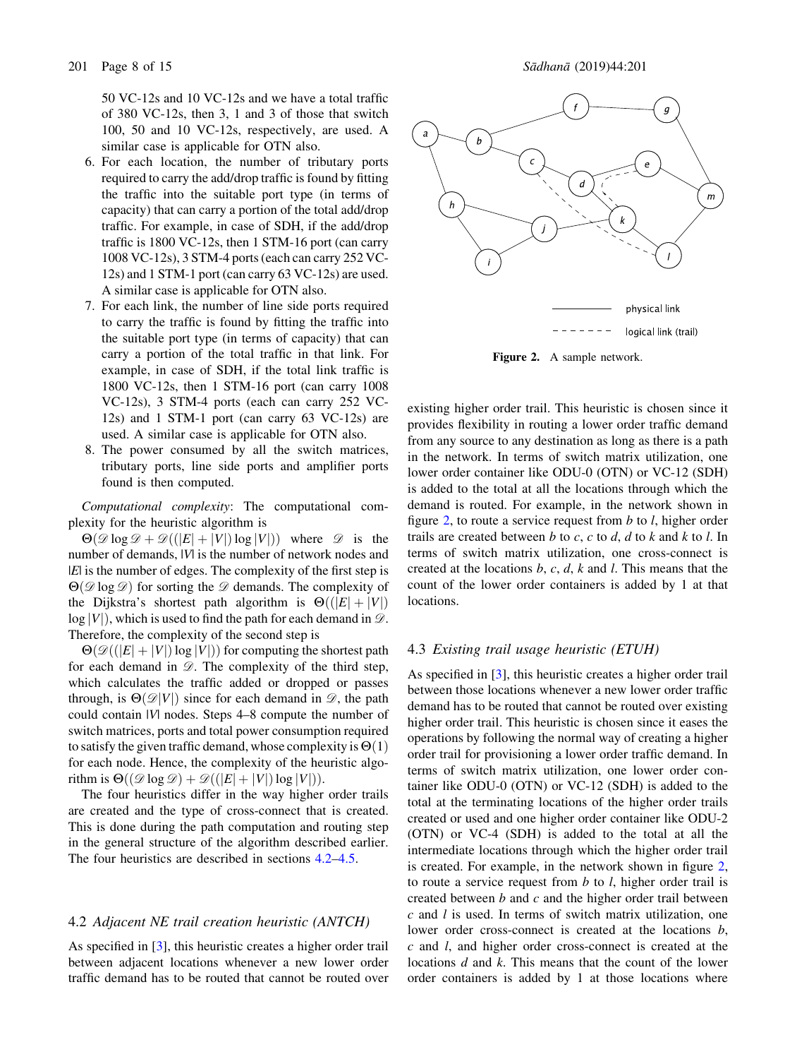50 VC-12s and 10 VC-12s and we have a total traffic of 380 VC-12s, then 3, 1 and 3 of those that switch 100, 50 and 10 VC-12s, respectively, are used. A similar case is applicable for OTN also.

6. For each location, the number of tributary ports required to carry the add/drop traffic is found by fitting the traffic into the suitable port type (in terms of capacity) that can carry a portion of the total add/drop traffic. For example, in case of SDH, if the add/drop traffic is 1800 VC-12s, then 1 STM-16 port (can carry 1008 VC-12s), 3 STM-4 ports (each can carry 252 VC-12s) and 1 STM-1 port (can carry 63 VC-12s) are used. A similar case is applicable for OTN also.
7. For each link, the number of line side ports required to carry the traffic is found by fitting the traffic into the suitable port type (in terms of capacity) that can carry a portion of the total traffic in that link. For example, in case of SDH, if the total link traffic is 1800 VC-12s, then 1 STM-16 port (can carry 1008 VC-12s), 3 STM-4 ports (each can carry 252 VC-12s) and 1 STM-1 port (can carry 63 VC-12s) are used. A similar case is applicable for OTN also.
8. The power consumed by all the switch matrices, tributary ports, line side ports and amplifier ports found is then computed.

*Computational complexity*: The computational complexity for the heuristic algorithm is

$\Theta(\mathscr{D}\log\mathscr{D} + \mathscr{D}((|E|+|V|)\log|V|))$ where $\mathscr{D}$ is the number of demands, $|V|$ is the number of network nodes and $|E|$ is the number of edges. The complexity of the first step is $\Theta(\mathscr{D}\log\mathscr{D})$ for sorting the $\mathscr{D}$ demands. The complexity of the Dijkstra's shortest path algorithm is $\Theta((|E|+|V|)\log|V|)$, which is used to find the path for each demand in $\mathscr{D}$. Therefore, the complexity of the second step is

$\Theta(\mathscr{D}((|E|+|V|)\log|V|))$ for computing the shortest path for each demand in $\mathscr{D}$. The complexity of the third step, which calculates the traffic added or dropped or passes through, is $\Theta(\mathscr{D}|V|)$ since for each demand in $\mathscr{D}$, the path could contain $|V|$ nodes. Steps 4–8 compute the number of switch matrices, ports and total power consumption required to satisfy the given traffic demand, whose complexity is $\Theta(1)$ for each node. Hence, the complexity of the heuristic algorithm is $\Theta((\mathscr{D}\log\mathscr{D}) + \mathscr{D}((|E|+|V|)\log|V|))$.

The four heuristics differ in the way higher order trails are created and the type of cross-connect that is created. This is done during the path computation and routing step in the general structure of the algorithm described earlier. The four heuristics are described in sections 4.2–4.5.

### 4.2 *Adjacent NE trail creation heuristic (ANTCH)*

As specified in [3], this heuristic creates a higher order trail between adjacent locations whenever a new lower order traffic demand has to be routed that cannot be routed over existing higher order trail. This heuristic is chosen since it provides flexibility in routing a lower order traffic demand from any source to any destination as long as there is a path in the network. In terms of switch matrix utilization, one lower order container like ODU-0 (OTN) or VC-12 (SDH) is added to the total at all the locations through which the demand is routed. For example, in the network shown in figure 2, to route a service request from *b* to *l*, higher order trails are created between *b* to *c*, *c* to *d*, *d* to *k* and *k* to *l*. In terms of switch matrix utilization, one cross-connect is created at the locations *b*, *c*, *d*, *k* and *l*. This means that the count of the lower order containers is added by 1 at that locations.

**Figure 2.** A sample network.

### 4.3 *Existing trail usage heuristic (ETUH)*

As specified in [3], this heuristic creates a higher order trail between those locations whenever a new lower order traffic demand has to be routed that cannot be routed over existing higher order trail. This heuristic is chosen since it eases the operations by following the normal way of creating a higher order trail for provisioning a lower order traffic demand. In terms of switch matrix utilization, one lower order container like ODU-0 (OTN) or VC-12 (SDH) is added to the total at the terminating locations of the higher order trails created or used and one higher order container like ODU-2 (OTN) or VC-4 (SDH) is added to the total at all the intermediate locations through which the higher order trail is created. For example, in the network shown in figure 2, to route a service request from *b* to *l*, higher order trail is created between *b* and *c* and the higher order trail between *c* and *l* is used. In terms of switch matrix utilization, one lower order cross-connect is created at the locations *b*, *c* and *l*, and higher order cross-connect is created at the locations *d* and *k*. This means that the count of the lower order containers is added by 1 at those locations where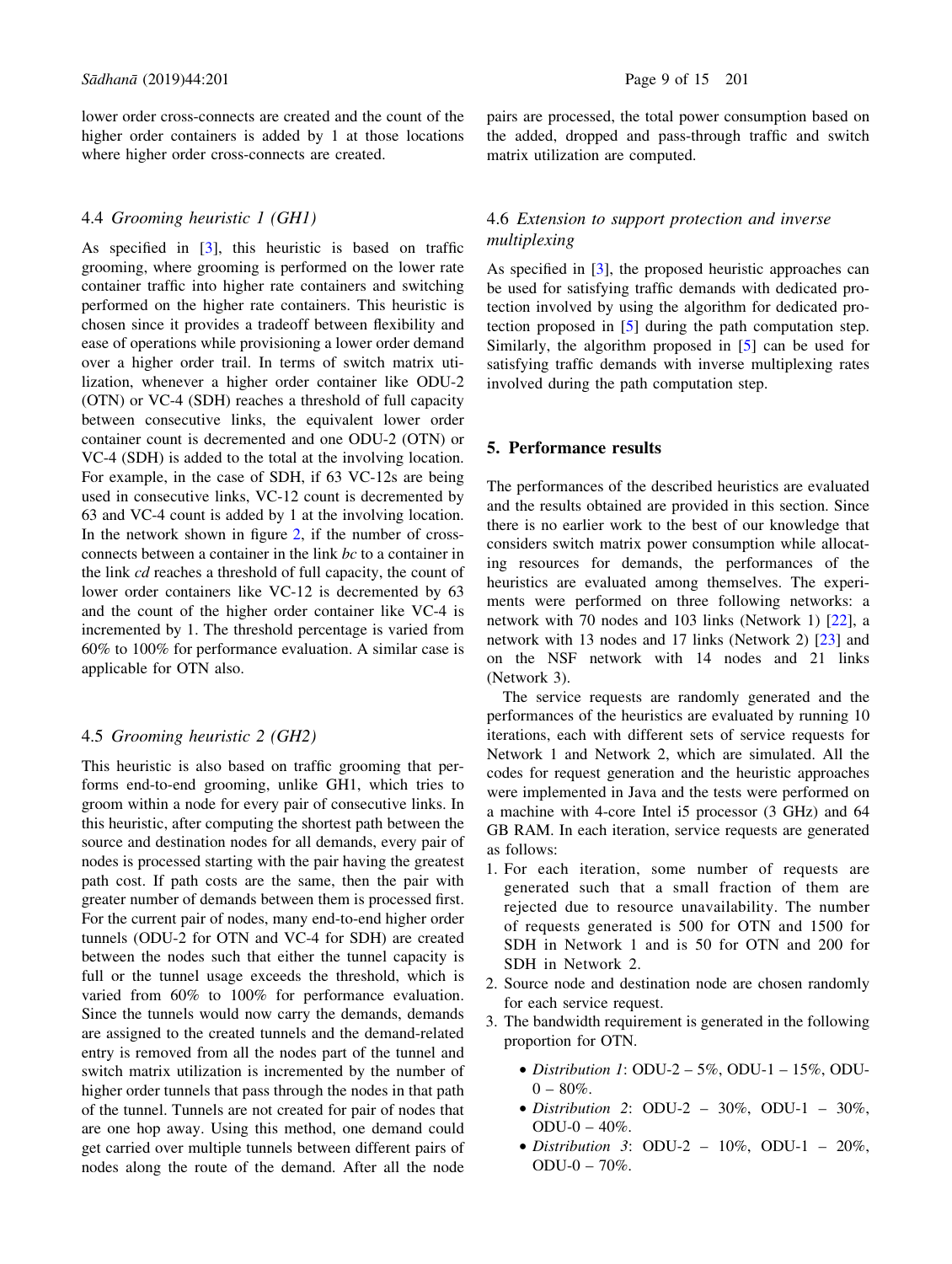lower order cross-connects are created and the count of the higher order containers is added by 1 at those locations where higher order cross-connects are created.

### 4.4 *Grooming heuristic 1 (GH1)*

As specified in [3], this heuristic is based on traffic grooming, where grooming is performed on the lower rate container traffic into higher rate containers and switching performed on the higher rate containers. This heuristic is chosen since it provides a tradeoff between flexibility and ease of operations while provisioning a lower order demand over a higher order trail. In terms of switch matrix utilization, whenever a higher order container like ODU-2 (OTN) or VC-4 (SDH) reaches a threshold of full capacity between consecutive links, the equivalent lower order container count is decremented and one ODU-2 (OTN) or VC-4 (SDH) is added to the total at the involving location. For example, in the case of SDH, if 63 VC-12s are being used in consecutive links, VC-12 count is decremented by 63 and VC-4 count is added by 1 at the involving location. In the network shown in figure 2, if the number of cross-connects between a container in the link *bc* to a container in the link *cd* reaches a threshold of full capacity, the count of lower order containers like VC-12 is decremented by 63 and the count of the higher order container like VC-4 is incremented by 1. The threshold percentage is varied from 60% to 100% for performance evaluation. A similar case is applicable for OTN also.

### 4.5 *Grooming heuristic 2 (GH2)*

This heuristic is also based on traffic grooming that performs end-to-end grooming, unlike GH1, which tries to groom within a node for every pair of consecutive links. In this heuristic, after computing the shortest path between the source and destination nodes for all demands, every pair of nodes is processed starting with the pair having the greatest path cost. If path costs are the same, then the pair with greater number of demands between them is processed first. For the current pair of nodes, many end-to-end higher order tunnels (ODU-2 for OTN and VC-4 for SDH) are created between the nodes such that either the tunnel capacity is full or the tunnel usage exceeds the threshold, which is varied from 60% to 100% for performance evaluation. Since the tunnels would now carry the demands, demands are assigned to the created tunnels and the demand-related entry is removed from all the nodes part of the tunnel and switch matrix utilization is incremented by the number of higher order tunnels that pass through the nodes in that path of the tunnel. Tunnels are not created for pair of nodes that are one hop away. Using this method, one demand could get carried over multiple tunnels between different pairs of nodes along the route of the demand. After all the node pairs are processed, the total power consumption based on the added, dropped and pass-through traffic and switch matrix utilization are computed.

### 4.6 *Extension to support protection and inverse multiplexing*

As specified in [3], the proposed heuristic approaches can be used for satisfying traffic demands with dedicated protection involved by using the algorithm for dedicated protection proposed in [5] during the path computation step. Similarly, the algorithm proposed in [5] can be used for satisfying traffic demands with inverse multiplexing rates involved during the path computation step.

## 5. Performance results

The performances of the described heuristics are evaluated and the results obtained are provided in this section. Since there is no earlier work to the best of our knowledge that considers switch matrix power consumption while allocating resources for demands, the performances of the heuristics are evaluated among themselves. The experiments were performed on three following networks: a network with 70 nodes and 103 links (Network 1) [22], a network with 13 nodes and 17 links (Network 2) [23] and on the NSF network with 14 nodes and 21 links (Network 3).

The service requests are randomly generated and the performances of the heuristics are evaluated by running 10 iterations, each with different sets of service requests for Network 1 and Network 2, which are simulated. All the codes for request generation and the heuristic approaches were implemented in Java and the tests were performed on a machine with 4-core Intel i5 processor (3 GHz) and 64 GB RAM. In each iteration, service requests are generated as follows:

1. For each iteration, some number of requests are generated such that a small fraction of them are rejected due to resource unavailability. The number of requests generated is 500 for OTN and 1500 for SDH in Network 1 and is 50 for OTN and 200 for SDH in Network 2.
2. Source node and destination node are chosen randomly for each service request.
3. The bandwidth requirement is generated in the following proportion for OTN.
   - *Distribution 1*: ODU-2 – 5%, ODU-1 – 15%, ODU-0 – 80%.
   - *Distribution 2*: ODU-2 – 30%, ODU-1 – 30%, ODU-0 – 40%.
   - *Distribution 3*: ODU-2 – 10%, ODU-1 – 20%, ODU-0 – 70%.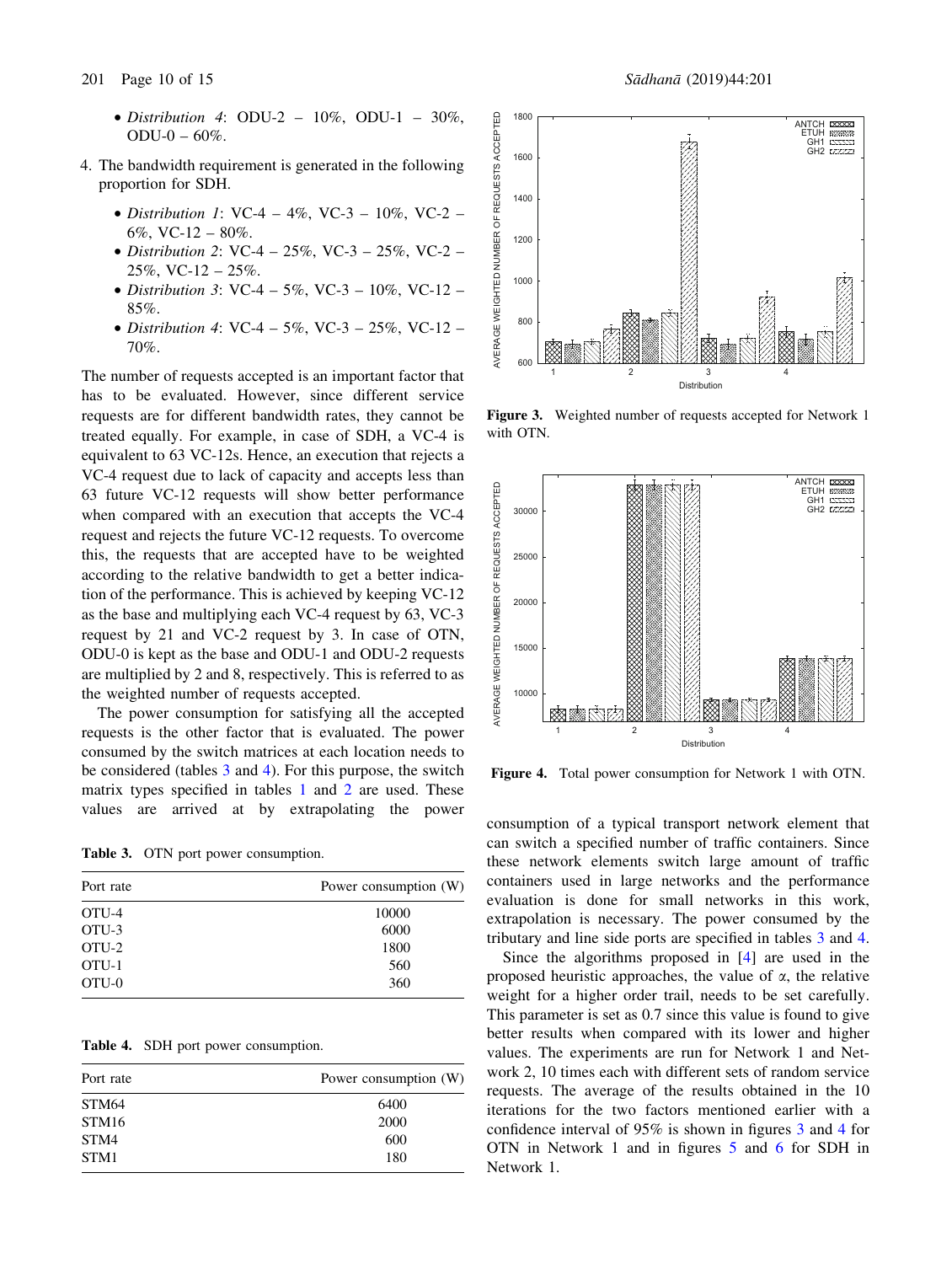- *Distribution 4*: ODU-2 – 10%, ODU-1 – 30%, ODU-0 – 60%.

4. The bandwidth requirement is generated in the following proportion for SDH.
   - *Distribution 1*: VC-4 – 4%, VC-3 – 10%, VC-2 – 6%, VC-12 – 80%.
   - *Distribution 2*: VC-4 – 25%, VC-3 – 25%, VC-2 – 25%, VC-12 – 25%.
   - *Distribution 3*: VC-4 – 5%, VC-3 – 10%, VC-12 – 85%.
   - *Distribution 4*: VC-4 – 5%, VC-3 – 25%, VC-12 – 70%.

The number of requests accepted is an important factor that has to be evaluated. However, since different service requests are for different bandwidth rates, they cannot be treated equally. For example, in case of SDH, a VC-4 is equivalent to 63 VC-12s. Hence, an execution that rejects a VC-4 request due to lack of capacity and accepts less than 63 future VC-12 requests will show better performance when compared with an execution that accepts the VC-4 request and rejects the future VC-12 requests. To overcome this, the requests that are accepted have to be weighted according to the relative bandwidth to get a better indication of the performance. This is achieved by keeping VC-12 as the base and multiplying each VC-4 request by 63, VC-3 request by 21 and VC-2 request by 3. In case of OTN, ODU-0 is kept as the base and ODU-1 and ODU-2 requests are multiplied by 2 and 8, respectively. This is referred to as the weighted number of requests accepted.

The power consumption for satisfying all the accepted requests is the other factor that is evaluated. The power consumed by the switch matrices at each location needs to be considered (tables 3 and 4). For this purpose, the switch matrix types specified in tables 1 and 2 are used. These values are arrived at by extrapolating the power consumption of a typical transport network element that can switch a specified number of traffic containers. Since these network elements switch large amount of traffic containers used in large networks and the performance evaluation is done for small networks in this work, extrapolation is necessary. The power consumed by the tributary and line side ports are specified in tables 3 and 4.

**Table 3.** OTN port power consumption.

| Port rate | Power consumption (W) |
|---|---|
| OTU-4 | 10000 |
| OTU-3 | 6000 |
| OTU-2 | 1800 |
| OTU-1 | 560 |
| OTU-0 | 360 |

**Table 4.** SDH port power consumption.

| Port rate | Power consumption (W) |
|---|---|
| STM64 | 6400 |
| STM16 | 2000 |
| STM4 | 600 |
| STM1 | 180 |

**Figure 3.** Weighted number of requests accepted for Network 1 with OTN.

**Figure 4.** Total power consumption for Network 1 with OTN.

Since the algorithms proposed in [4] are used in the proposed heuristic approaches, the value of $\alpha$, the relative weight for a higher order trail, needs to be set carefully. This parameter is set as 0.7 since this value is found to give better results when compared with its lower and higher values. The experiments are run for Network 1 and Network 2, 10 times each with different sets of random service requests. The average of the results obtained in the 10 iterations for the two factors mentioned earlier with a confidence interval of 95% is shown in figures 3 and 4 for OTN in Network 1 and in figures 5 and 6 for SDH in Network 1.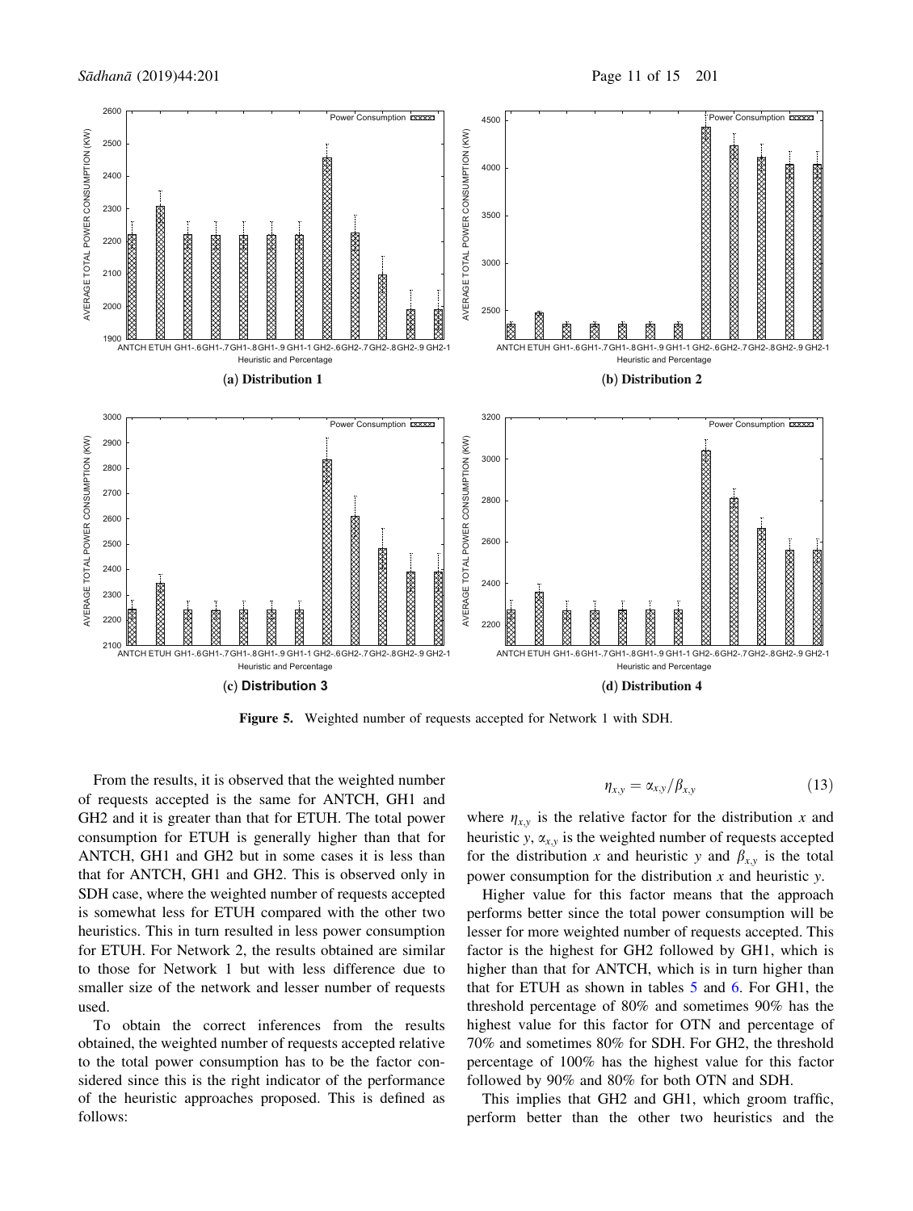(a) Distribution 1

(b) Distribution 2

(c) Distribution 3

(d) Distribution 4

**Figure 5.** Weighted number of requests accepted for Network 1 with SDH.

From the results, it is observed that the weighted number of requests accepted is the same for ANTCH, GH1 and GH2 and it is greater than that for ETUH. The total power consumption for ETUH is generally higher than that for ANTCH, GH1 and GH2 but in some cases it is less than that for ANTCH, GH1 and GH2. This is observed only in SDH case, where the weighted number of requests accepted is somewhat less for ETUH compared with the other two heuristics. This in turn resulted in less power consumption for ETUH. For Network 2, the results obtained are similar to those for Network 1 but with less difference due to smaller size of the network and lesser number of requests used.

To obtain the correct inferences from the results obtained, the weighted number of requests accepted relative to the total power consumption has to be the factor considered since this is the right indicator of the performance of the heuristic approaches proposed. This is defined as follows:

$$\eta_{x,y} = \alpha_{x,y}/\beta_{x,y} \tag{13}$$

where $\eta_{x,y}$ is the relative factor for the distribution $x$ and heuristic $y$, $\alpha_{x,y}$ is the weighted number of requests accepted for the distribution $x$ and heuristic $y$ and $\beta_{x,y}$ is the total power consumption for the distribution $x$ and heuristic $y$.

Higher value for this factor means that the approach performs better since the total power consumption will be lesser for more weighted number of requests accepted. This factor is the highest for GH2 followed by GH1, which is higher than that for ANTCH, which is in turn higher than that for ETUH as shown in tables 5 and 6. For GH1, the threshold percentage of 80% and sometimes 90% has the highest value for this factor for OTN and percentage of 70% and sometimes 80% for SDH. For GH2, the threshold percentage of 100% has the highest value for this factor followed by 90% and 80% for both OTN and SDH.

This implies that GH2 and GH1, which groom traffic, perform better than the other two heuristics and the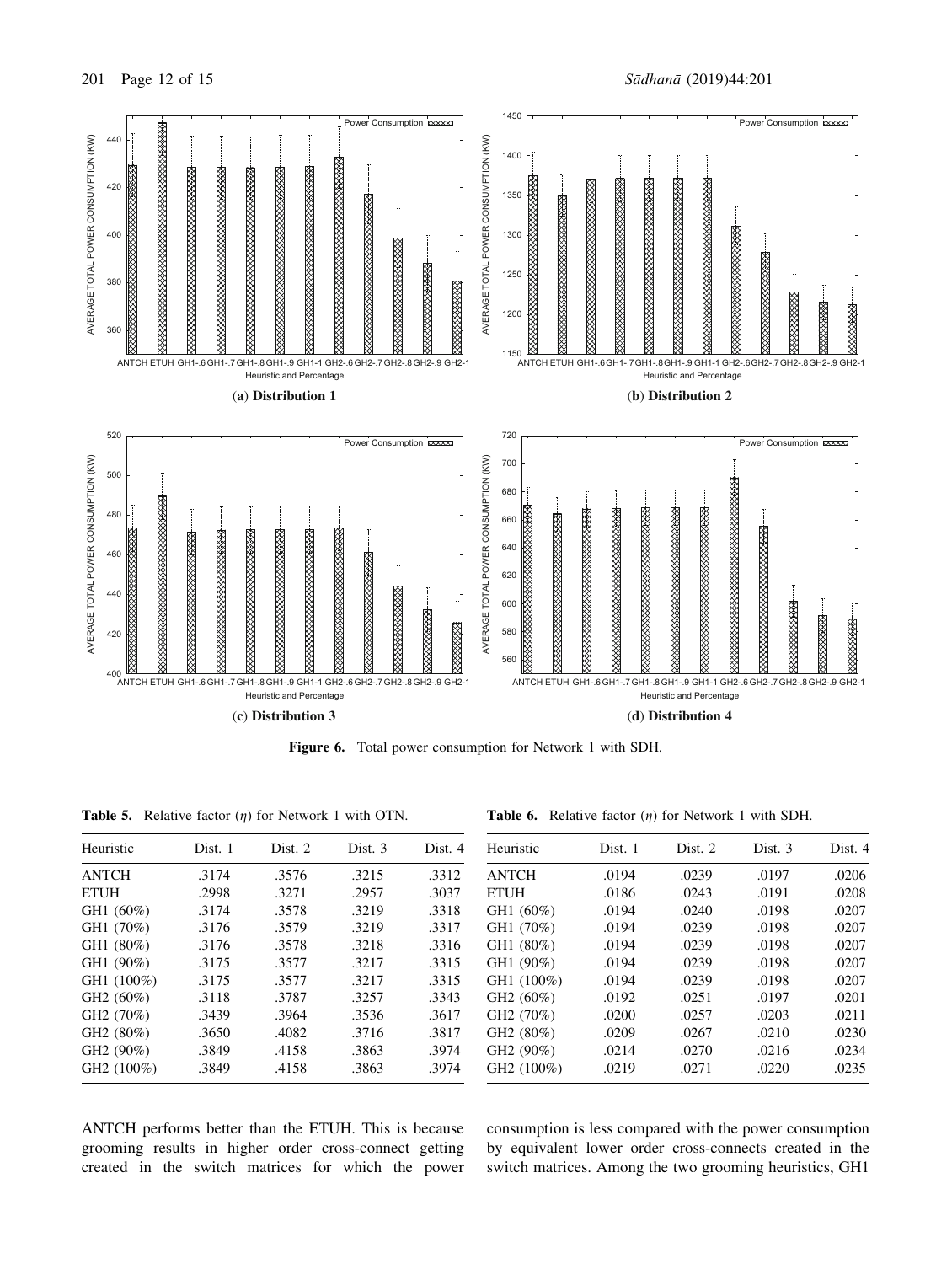**(a) Distribution 1**

**(b) Distribution 2**

**(c) Distribution 3**

**(d) Distribution 4**

**Figure 6.** Total power consumption for Network 1 with SDH.

**Table 5.** Relative factor ($\eta$) for Network 1 with OTN.

| Heuristic | Dist. 1 | Dist. 2 | Dist. 3 | Dist. 4 |
|---|---|---|---|---|
| ANTCH | .3174 | .3576 | .3215 | .3312 |
| ETUH | .2998 | .3271 | .2957 | .3037 |
| GH1 (60%) | .3174 | .3578 | .3219 | .3318 |
| GH1 (70%) | .3176 | .3579 | .3219 | .3317 |
| GH1 (80%) | .3176 | .3578 | .3218 | .3316 |
| GH1 (90%) | .3175 | .3577 | .3217 | .3315 |
| GH1 (100%) | .3175 | .3577 | .3217 | .3315 |
| GH2 (60%) | .3118 | .3787 | .3257 | .3343 |
| GH2 (70%) | .3439 | .3964 | .3536 | .3617 |
| GH2 (80%) | .3650 | .4082 | .3716 | .3817 |
| GH2 (90%) | .3849 | .4158 | .3863 | .3974 |
| GH2 (100%) | .3849 | .4158 | .3863 | .3974 |

**Table 6.** Relative factor ($\eta$) for Network 1 with SDH.

| Heuristic | Dist. 1 | Dist. 2 | Dist. 3 | Dist. 4 |
|---|---|---|---|---|
| ANTCH | .0194 | .0239 | .0197 | .0206 |
| ETUH | .0186 | .0243 | .0191 | .0208 |
| GH1 (60%) | .0194 | .0240 | .0198 | .0207 |
| GH1 (70%) | .0194 | .0239 | .0198 | .0207 |
| GH1 (80%) | .0194 | .0239 | .0198 | .0207 |
| GH1 (90%) | .0194 | .0239 | .0198 | .0207 |
| GH1 (100%) | .0194 | .0239 | .0198 | .0207 |
| GH2 (60%) | .0192 | .0251 | .0197 | .0201 |
| GH2 (70%) | .0200 | .0257 | .0203 | .0211 |
| GH2 (80%) | .0209 | .0267 | .0210 | .0230 |
| GH2 (90%) | .0214 | .0270 | .0216 | .0234 |
| GH2 (100%) | .0219 | .0271 | .0220 | .0235 |

ANTCH performs better than the ETUH. This is because grooming results in higher order cross-connect getting created in the switch matrices for which the power consumption is less compared with the power consumption by equivalent lower order cross-connects created in the switch matrices. Among the two grooming heuristics, GH1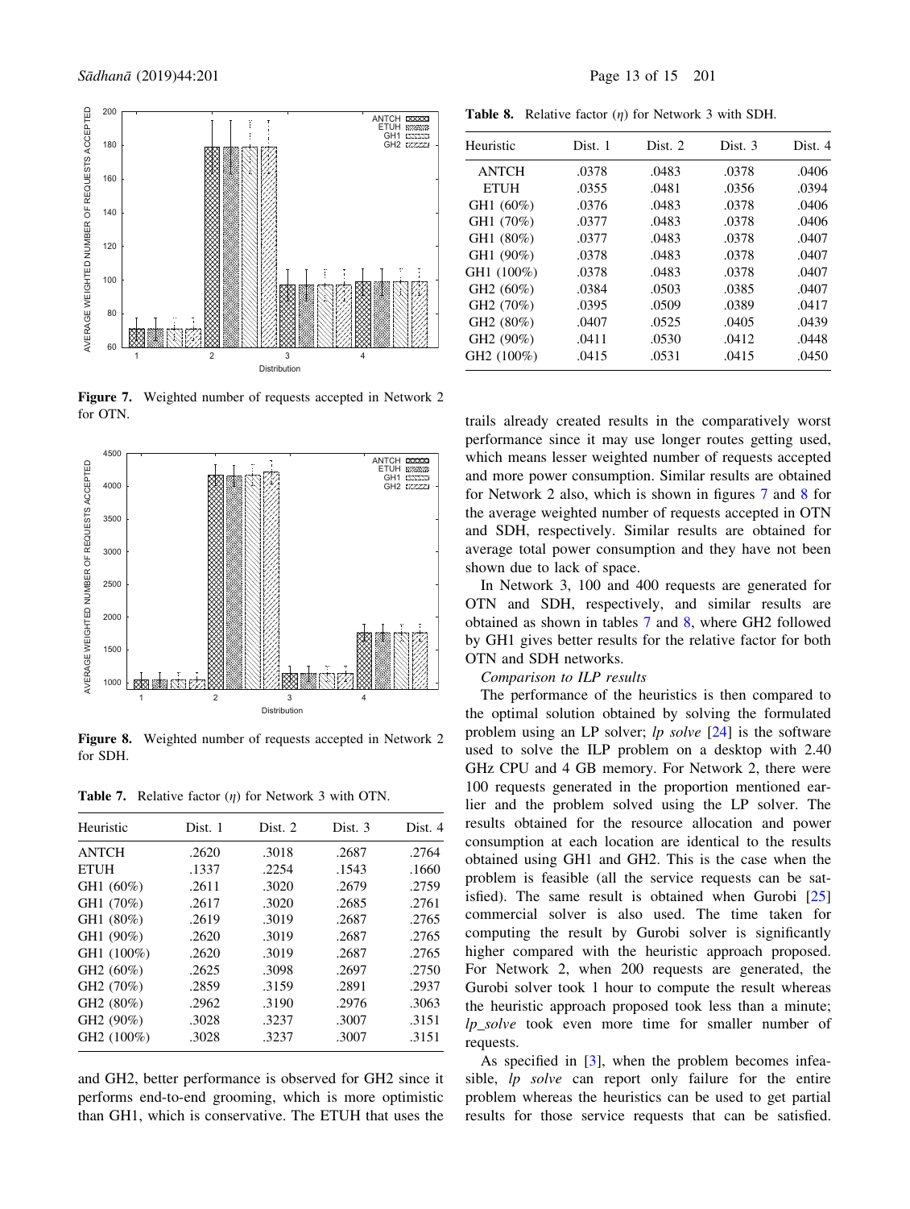Figure 7. Weighted number of requests accepted in Network 2 for OTN.

Figure 8. Weighted number of requests accepted in Network 2 for SDH.

**Table 7.** Relative factor ($\eta$) for Network 3 with OTN.

| Heuristic | Dist. 1 | Dist. 2 | Dist. 3 | Dist. 4 |
|---|---|---|---|---|
| ANTCH | .2620 | .3018 | .2687 | .2764 |
| ETUH | .1337 | .2254 | .1543 | .1660 |
| GH1 (60%) | .2611 | .3020 | .2679 | .2759 |
| GH1 (70%) | .2617 | .3020 | .2685 | .2761 |
| GH1 (80%) | .2619 | .3019 | .2687 | .2765 |
| GH1 (90%) | .2620 | .3019 | .2687 | .2765 |
| GH1 (100%) | .2620 | .3019 | .2687 | .2765 |
| GH2 (60%) | .2625 | .3098 | .2697 | .2750 |
| GH2 (70%) | .2859 | .3159 | .2891 | .2937 |
| GH2 (80%) | .2962 | .3190 | .2976 | .3063 |
| GH2 (90%) | .3028 | .3237 | .3007 | .3151 |
| GH2 (100%) | .3028 | .3237 | .3007 | .3151 |

and GH2, better performance is observed for GH2 since it performs end-to-end grooming, which is more optimistic than GH1, which is conservative. The ETUH that uses the

**Table 8.** Relative factor ($\eta$) for Network 3 with SDH.

| Heuristic | Dist. 1 | Dist. 2 | Dist. 3 | Dist. 4 |
|---|---|---|---|---|
| ANTCH | .0378 | .0483 | .0378 | .0406 |
| ETUH | .0355 | .0481 | .0356 | .0394 |
| GH1 (60%) | .0376 | .0483 | .0378 | .0406 |
| GH1 (70%) | .0377 | .0483 | .0378 | .0406 |
| GH1 (80%) | .0377 | .0483 | .0378 | .0407 |
| GH1 (90%) | .0378 | .0483 | .0378 | .0407 |
| GH1 (100%) | .0378 | .0483 | .0378 | .0407 |
| GH2 (60%) | .0384 | .0503 | .0385 | .0407 |
| GH2 (70%) | .0395 | .0509 | .0389 | .0417 |
| GH2 (80%) | .0407 | .0525 | .0405 | .0439 |
| GH2 (90%) | .0411 | .0530 | .0412 | .0448 |
| GH2 (100%) | .0415 | .0531 | .0415 | .0450 |

trails already created results in the comparatively worst performance since it may use longer routes getting used, which means lesser weighted number of requests accepted and more power consumption. Similar results are obtained for Network 2 also, which is shown in figures 7 and 8 for the average weighted number of requests accepted in OTN and SDH, respectively. Similar results are obtained for average total power consumption and they have not been shown due to lack of space.

In Network 3, 100 and 400 requests are generated for OTN and SDH, respectively, and similar results are obtained as shown in tables 7 and 8, where GH2 followed by GH1 gives better results for the relative factor for both OTN and SDH networks.

*Comparison to ILP results*

The performance of the heuristics is then compared to the optimal solution obtained by solving the formulated problem using an LP solver; *lp solve* [24] is the software used to solve the ILP problem on a desktop with 2.40 GHz CPU and 4 GB memory. For Network 2, there were 100 requests generated in the proportion mentioned earlier and the problem solved using the LP solver. The results obtained for the resource allocation and power consumption at each location are identical to the results obtained using GH1 and GH2. This is the case when the problem is feasible (all the service requests can be satisfied). The same result is obtained when Gurobi [25] commercial solver is also used. The time taken for computing the result by Gurobi solver is significantly higher compared with the heuristic approach proposed. For Network 2, when 200 requests are generated, the Gurobi solver took 1 hour to compute the result whereas the heuristic approach proposed took less than a minute; *lp_solve* took even more time for smaller number of requests.

As specified in [3], when the problem becomes infeasible, *lp solve* can report only failure for the entire problem whereas the heuristics can be used to get partial results for those service requests that can be satisfied.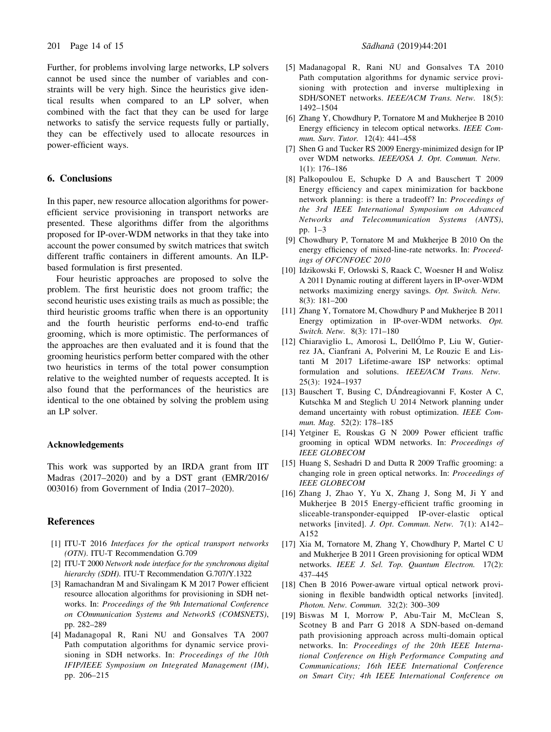Further, for problems involving large networks, LP solvers cannot be used since the number of variables and constraints will be very high. Since the heuristics give identical results when compared to an LP solver, when combined with the fact that they can be used for large networks to satisfy the service requests fully or partially, they can be effectively used to allocate resources in power-efficient ways.

## 6. Conclusions

In this paper, new resource allocation algorithms for power-efficient service provisioning in transport networks are presented. These algorithms differ from the algorithms proposed for IP-over-WDM networks in that they take into account the power consumed by switch matrices that switch different traffic containers in different amounts. An ILP-based formulation is first presented.

Four heuristic approaches are proposed to solve the problem. The first heuristic does not groom traffic; the second heuristic uses existing trails as much as possible; the third heuristic grooms traffic when there is an opportunity and the fourth heuristic performs end-to-end traffic grooming, which is more optimistic. The performances of the approaches are then evaluated and it is found that the grooming heuristics perform better compared with the other two heuristics in terms of the total power consumption relative to the weighted number of requests accepted. It is also found that the performances of the heuristics are identical to the one obtained by solving the problem using an LP solver.

### Acknowledgements

This work was supported by an IRDA grant from IIT Madras (2017–2020) and by a DST grant (EMR/2016/003016) from Government of India (2017–2020).

## References

[1] ITU-T 2016 *Interfaces for the optical transport networks (OTN)*. ITU-T Recommendation G.709

[2] ITU-T 2000 *Network node interface for the synchronous digital hierarchy (SDH)*. ITU-T Recommendation G.707/Y.1322

[3] Ramachandran M and Sivalingam K M 2017 Power efficient resource allocation algorithms for provisioning in SDH networks. In: *Proceedings of the 9th International Conference on COmmunication Systems and NetworkS (COMSNETS)*, pp. 282–289

[4] Madanagopal R, Rani NU and Gonsalves TA 2007 Path computation algorithms for dynamic service provisioning in SDH networks. In: *Proceedings of the 10th IFIP/IEEE Symposium on Integrated Management (IM)*, pp. 206–215

[5] Madanagopal R, Rani NU and Gonsalves TA 2010 Path computation algorithms for dynamic service provisioning with protection and inverse multiplexing in SDH/SONET networks. *IEEE/ACM Trans. Netw.* 18(5): 1492–1504

[6] Zhang Y, Chowdhury P, Tornatore M and Mukherjee B 2010 Energy efficiency in telecom optical networks. *IEEE Commun. Surv. Tutor.* 12(4): 441–458

[7] Shen G and Tucker RS 2009 Energy-minimized design for IP over WDM networks. *IEEE/OSA J. Opt. Commun. Netw.* 1(1): 176–186

[8] Palkopoulou E, Schupke D A and Bauschert T 2009 Energy efficiency and capex minimization for backbone network planning: is there a tradeoff? In: *Proceedings of the 3rd IEEE International Symposium on Advanced Networks and Telecommunication Systems (ANTS)*, pp. 1–3

[9] Chowdhury P, Tornatore M and Mukherjee B 2010 On the energy efficiency of mixed-line-rate networks. In: *Proceedings of OFC/NFOEC 2010*

[10] Idzikowski F, Orlowski S, Raack C, Woesner H and Wolisz A 2011 Dynamic routing at different layers in IP-over-WDM networks maximizing energy savings. *Opt. Switch. Netw.* 8(3): 181–200

[11] Zhang Y, Tornatore M, Chowdhury P and Mukherjee B 2011 Energy optimization in IP-over-WDM networks. *Opt. Switch. Netw.* 8(3): 171–180

[12] Chiaraviglio L, Amorosi L, DellÓlmo P, Liu W, Gutierrez JA, Cianfrani A, Polverini M, Le Rouzic E and Listanti M 2017 Lifetime-aware ISP networks: optimal formulation and solutions. *IEEE/ACM Trans. Netw.* 25(3): 1924–1937

[13] Bauschert T, Busing C, DÁndreagiovanni F, Koster A C, Kutschka M and Steglich U 2014 Network planning under demand uncertainty with robust optimization. *IEEE Commun. Mag.* 52(2): 178–185

[14] Yetginer E, Rouskas G N 2009 Power efficient traffic grooming in optical WDM networks. In: *Proceedings of IEEE GLOBECOM*

[15] Huang S, Seshadri D and Dutta R 2009 Traffic grooming: a changing role in green optical networks. In: *Proceedings of IEEE GLOBECOM*

[16] Zhang J, Zhao Y, Yu X, Zhang J, Song M, Ji Y and Mukherjee B 2015 Energy-efficient traffic grooming in sliceable-transponder-equipped IP-over-elastic optical networks [invited]. *J. Opt. Commun. Netw.* 7(1): A142–A152

[17] Xia M, Tornatore M, Zhang Y, Chowdhury P, Martel C U and Mukherjee B 2011 Green provisioning for optical WDM networks. *IEEE J. Sel. Top. Quantum Electron.* 17(2): 437–445

[18] Chen B 2016 Power-aware virtual optical network provisioning in flexible bandwidth optical networks [invited]. *Photon. Netw. Commun.* 32(2): 300–309

[19] Biswas M I, Morrow P, Abu-Tair M, McClean S, Scotney B and Parr G 2018 A SDN-based on-demand path provisioning approach across multi-domain optical networks. In: *Proceedings of the 20th IEEE International Conference on High Performance Computing and Communications; 16th IEEE International Conference on Smart City; 4th IEEE International Conference on*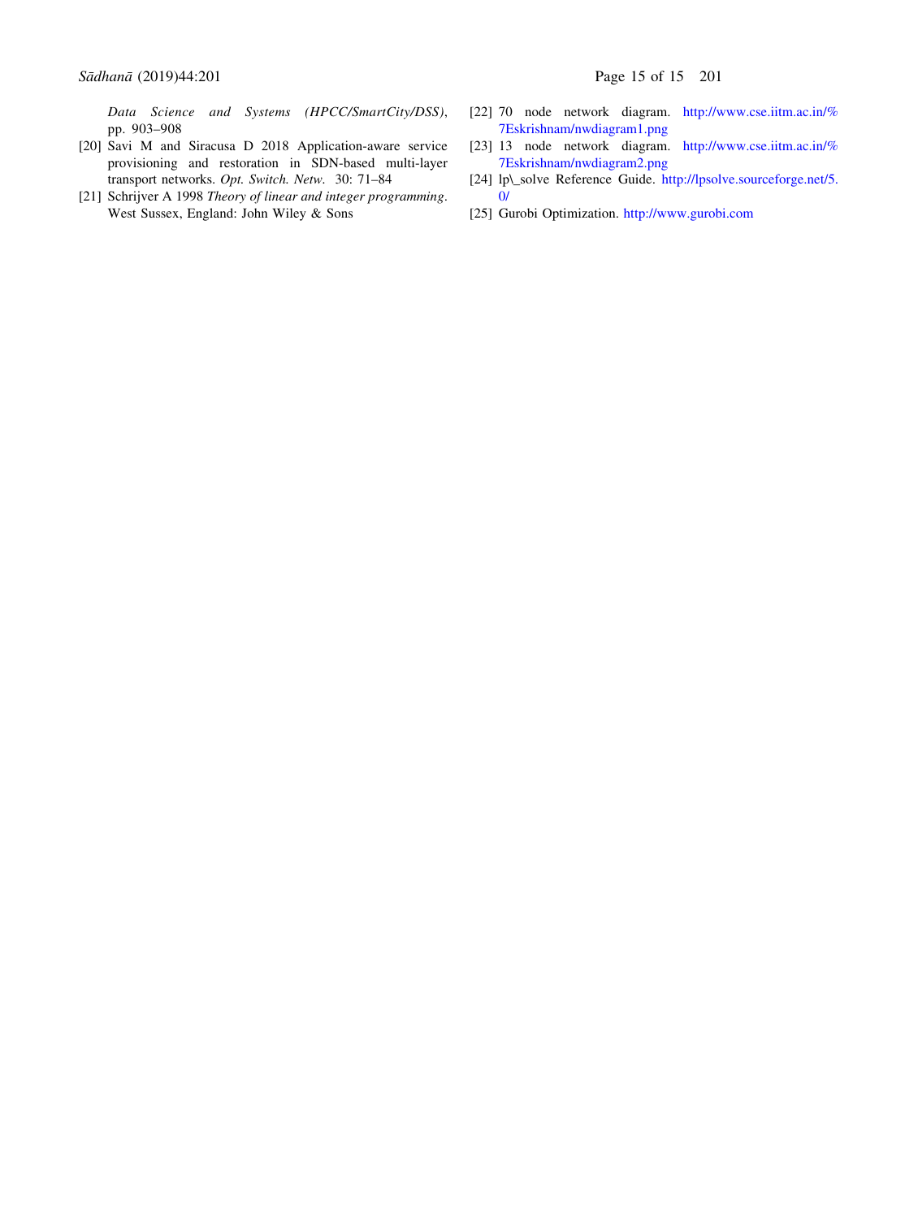*Data Science and Systems (HPCC/SmartCity/DSS)*, pp. 903–908

[20] Savi M and Siracusa D 2018 Application-aware service provisioning and restoration in SDN-based multi-layer transport networks. *Opt. Switch. Netw.* 30: 71–84

[21] Schrijver A 1998 *Theory of linear and integer programming*. West Sussex, England: John Wiley & Sons

[22] 70 node network diagram. http://www.cse.iitm.ac.in/%7Eskrishnam/nwdiagram1.png

[23] 13 node network diagram. http://www.cse.iitm.ac.in/%7Eskrishnam/nwdiagram2.png

[24] lp\_solve Reference Guide. http://lpsolve.sourceforge.net/5.0/

[25] Gurobi Optimization. http://www.gurobi.com